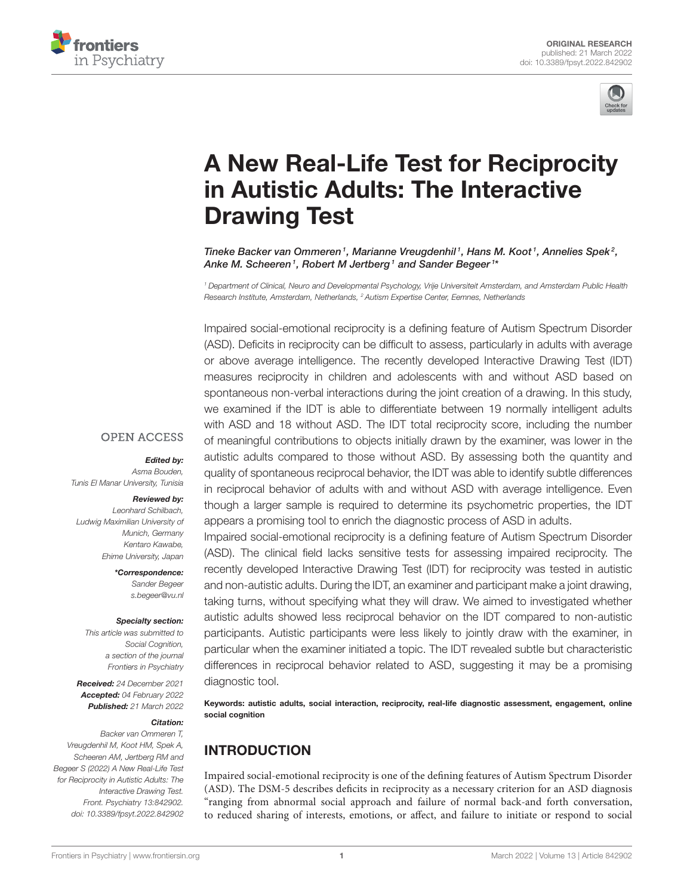ORIGINAL RESEARCH
published: 21 March 2022
doi: 10.3389/fpsyt.2022.842902

# A New Real-Life Test for Reciprocity in Autistic Adults: The Interactive Drawing Test

*Tineke Backer van Ommeren[1], Marianne Vreugdenhil[1], Hans M. Koot[1], Annelies Spek[2], Anke M. Scheeren[1], Robert M Jertberg[1] and Sander Begeer[1]**

[1] Department of Clinical, Neuro and Developmental Psychology, Vrije Universiteit Amsterdam, and Amsterdam Public Health Research Institute, Amsterdam, Netherlands, [2] Autism Expertise Center, Eemnes, Netherlands

OPEN ACCESS

***Edited by:***
Asma Bouden,
Tunis El Manar University, Tunisia

***Reviewed by:***
Leonhard Schilbach,
Ludwig Maximilian University of Munich, Germany
Kentaro Kawabe,
Ehime University, Japan

***Correspondence:**
Sander Begeer
s.begeer@vu.nl

***Specialty section:***
This article was submitted to Social Cognition, a section of the journal Frontiers in Psychiatry

***Received:*** 24 December 2021
***Accepted:*** 04 February 2022
***Published:*** 21 March 2022

***Citation:***
Backer van Ommeren T, Vreugdenhil M, Koot HM, Spek A, Scheeren AM, Jertberg RM and Begeer S (2022) A New Real-Life Test for Reciprocity in Autistic Adults: The Interactive Drawing Test. Front. Psychiatry 13:842902. doi: 10.3389/fpsyt.2022.842902

Impaired social-emotional reciprocity is a defining feature of Autism Spectrum Disorder (ASD). Deficits in reciprocity can be difficult to assess, particularly in adults with average or above average intelligence. The recently developed Interactive Drawing Test (IDT) measures reciprocity in children and adolescents with and without ASD based on spontaneous non-verbal interactions during the joint creation of a drawing. In this study, we examined if the IDT is able to differentiate between 19 normally intelligent adults with ASD and 18 without ASD. The IDT total reciprocity score, including the number of meaningful contributions to objects initially drawn by the examiner, was lower in the autistic adults compared to those without ASD. By assessing both the quantity and quality of spontaneous reciprocal behavior, the IDT was able to identify subtle differences in reciprocal behavior of adults with and without ASD with average intelligence. Even though a larger sample is required to determine its psychometric properties, the IDT appears a promising tool to enrich the diagnostic process of ASD in adults.

Impaired social-emotional reciprocity is a defining feature of Autism Spectrum Disorder (ASD). The clinical field lacks sensitive tests for assessing impaired reciprocity. The recently developed Interactive Drawing Test (IDT) for reciprocity was tested in autistic and non-autistic adults. During the IDT, an examiner and participant make a joint drawing, taking turns, without specifying what they will draw. We aimed to investigated whether autistic adults showed less reciprocal behavior on the IDT compared to non-autistic participants. Autistic participants were less likely to jointly draw with the examiner, in particular when the examiner initiated a topic. The IDT revealed subtle but characteristic differences in reciprocal behavior related to ASD, suggesting it may be a promising diagnostic tool.

**Keywords: autistic adults, social interaction, reciprocity, real-life diagnostic assessment, engagement, online social cognition**

## INTRODUCTION

Impaired social-emotional reciprocity is one of the defining features of Autism Spectrum Disorder (ASD). The DSM-5 describes deficits in reciprocity as a necessary criterion for an ASD diagnosis "ranging from abnormal social approach and failure of normal back-and forth conversation, to reduced sharing of interests, emotions, or affect, and failure to initiate or respond to social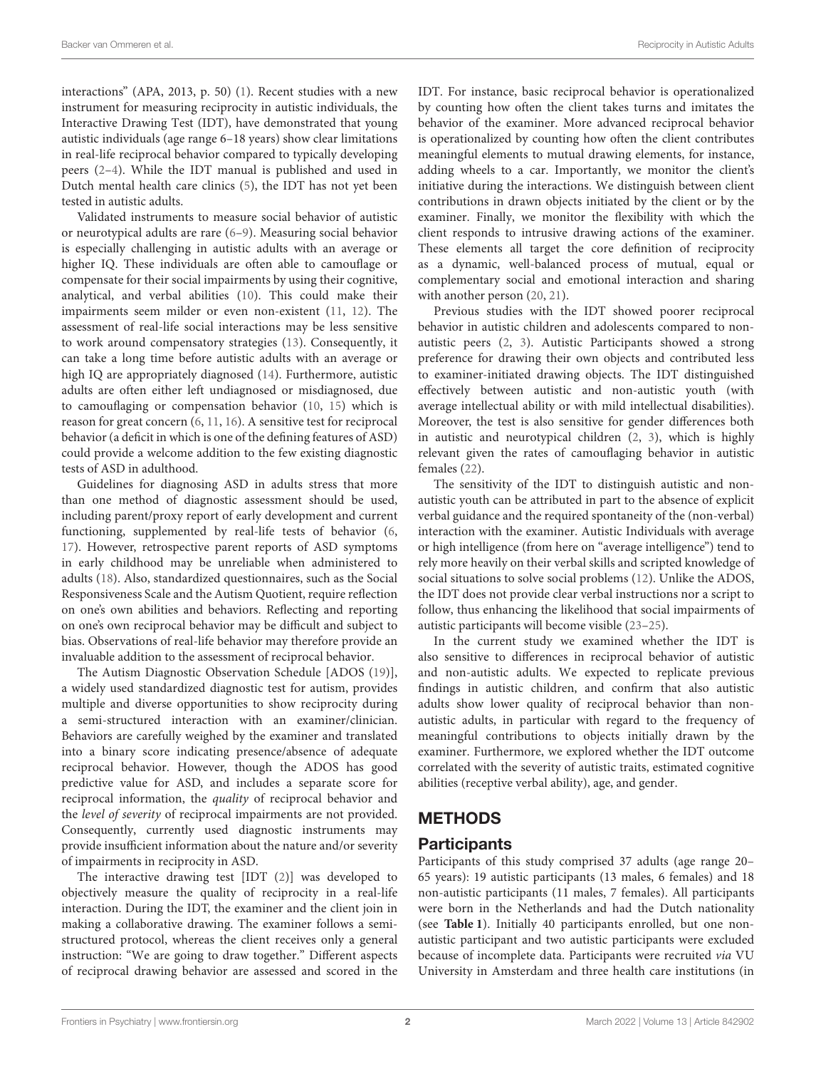interactions" (APA, 2013, p. 50) (1). Recent studies with a new instrument for measuring reciprocity in autistic individuals, the Interactive Drawing Test (IDT), have demonstrated that young autistic individuals (age range 6–18 years) show clear limitations in real-life reciprocal behavior compared to typically developing peers (2–4). While the IDT manual is published and used in Dutch mental health care clinics (5), the IDT has not yet been tested in autistic adults.

Validated instruments to measure social behavior of autistic or neurotypical adults are rare (6–9). Measuring social behavior is especially challenging in autistic adults with an average or higher IQ. These individuals are often able to camouflage or compensate for their social impairments by using their cognitive, analytical, and verbal abilities (10). This could make their impairments seem milder or even non-existent (11, 12). The assessment of real-life social interactions may be less sensitive to work around compensatory strategies (13). Consequently, it can take a long time before autistic adults with an average or high IQ are appropriately diagnosed (14). Furthermore, autistic adults are often either left undiagnosed or misdiagnosed, due to camouflaging or compensation behavior (10, 15) which is reason for great concern (6, 11, 16). A sensitive test for reciprocal behavior (a deficit in which is one of the defining features of ASD) could provide a welcome addition to the few existing diagnostic tests of ASD in adulthood.

Guidelines for diagnosing ASD in adults stress that more than one method of diagnostic assessment should be used, including parent/proxy report of early development and current functioning, supplemented by real-life tests of behavior (6, 17). However, retrospective parent reports of ASD symptoms in early childhood may be unreliable when administered to adults (18). Also, standardized questionnaires, such as the Social Responsiveness Scale and the Autism Quotient, require reflection on one's own abilities and behaviors. Reflecting and reporting on one's own reciprocal behavior may be difficult and subject to bias. Observations of real-life behavior may therefore provide an invaluable addition to the assessment of reciprocal behavior.

The Autism Diagnostic Observation Schedule [ADOS (19)], a widely used standardized diagnostic test for autism, provides multiple and diverse opportunities to show reciprocity during a semi-structured interaction with an examiner/clinician. Behaviors are carefully weighed by the examiner and translated into a binary score indicating presence/absence of adequate reciprocal behavior. However, though the ADOS has good predictive value for ASD, and includes a separate score for reciprocal information, the *quality* of reciprocal behavior and the *level of severity* of reciprocal impairments are not provided. Consequently, currently used diagnostic instruments may provide insufficient information about the nature and/or severity of impairments in reciprocity in ASD.

The interactive drawing test [IDT (2)] was developed to objectively measure the quality of reciprocity in a real-life interaction. During the IDT, the examiner and the client join in making a collaborative drawing. The examiner follows a semi-structured protocol, whereas the client receives only a general instruction: "We are going to draw together." Different aspects of reciprocal drawing behavior are assessed and scored in the IDT. For instance, basic reciprocal behavior is operationalized by counting how often the client takes turns and imitates the behavior of the examiner. More advanced reciprocal behavior is operationalized by counting how often the client contributes meaningful elements to mutual drawing elements, for instance, adding wheels to a car. Importantly, we monitor the client's initiative during the interactions. We distinguish between client contributions in drawn objects initiated by the client or by the examiner. Finally, we monitor the flexibility with which the client responds to intrusive drawing actions of the examiner. These elements all target the core definition of reciprocity as a dynamic, well-balanced process of mutual, equal or complementary social and emotional interaction and sharing with another person (20, 21).

Previous studies with the IDT showed poorer reciprocal behavior in autistic children and adolescents compared to non-autistic peers (2, 3). Autistic Participants showed a strong preference for drawing their own objects and contributed less to examiner-initiated drawing objects. The IDT distinguished effectively between autistic and non-autistic youth (with average intellectual ability or with mild intellectual disabilities). Moreover, the test is also sensitive for gender differences both in autistic and neurotypical children (2, 3), which is highly relevant given the rates of camouflaging behavior in autistic females (22).

The sensitivity of the IDT to distinguish autistic and non-autistic youth can be attributed in part to the absence of explicit verbal guidance and the required spontaneity of the (non-verbal) interaction with the examiner. Autistic Individuals with average or high intelligence (from here on "average intelligence") tend to rely more heavily on their verbal skills and scripted knowledge of social situations to solve social problems (12). Unlike the ADOS, the IDT does not provide clear verbal instructions nor a script to follow, thus enhancing the likelihood that social impairments of autistic participants will become visible (23–25).

In the current study we examined whether the IDT is also sensitive to differences in reciprocal behavior of autistic and non-autistic adults. We expected to replicate previous findings in autistic children, and confirm that also autistic adults show lower quality of reciprocal behavior than non-autistic adults, in particular with regard to the frequency of meaningful contributions to objects initially drawn by the examiner. Furthermore, we explored whether the IDT outcome correlated with the severity of autistic traits, estimated cognitive abilities (receptive verbal ability), age, and gender.

## METHODS

### Participants

Participants of this study comprised 37 adults (age range 20–65 years): 19 autistic participants (13 males, 6 females) and 18 non-autistic participants (11 males, 7 females). All participants were born in the Netherlands and had the Dutch nationality (see **Table 1**). Initially 40 participants enrolled, but one non-autistic participant and two autistic participants were excluded because of incomplete data. Participants were recruited *via* VU University in Amsterdam and three health care institutions (in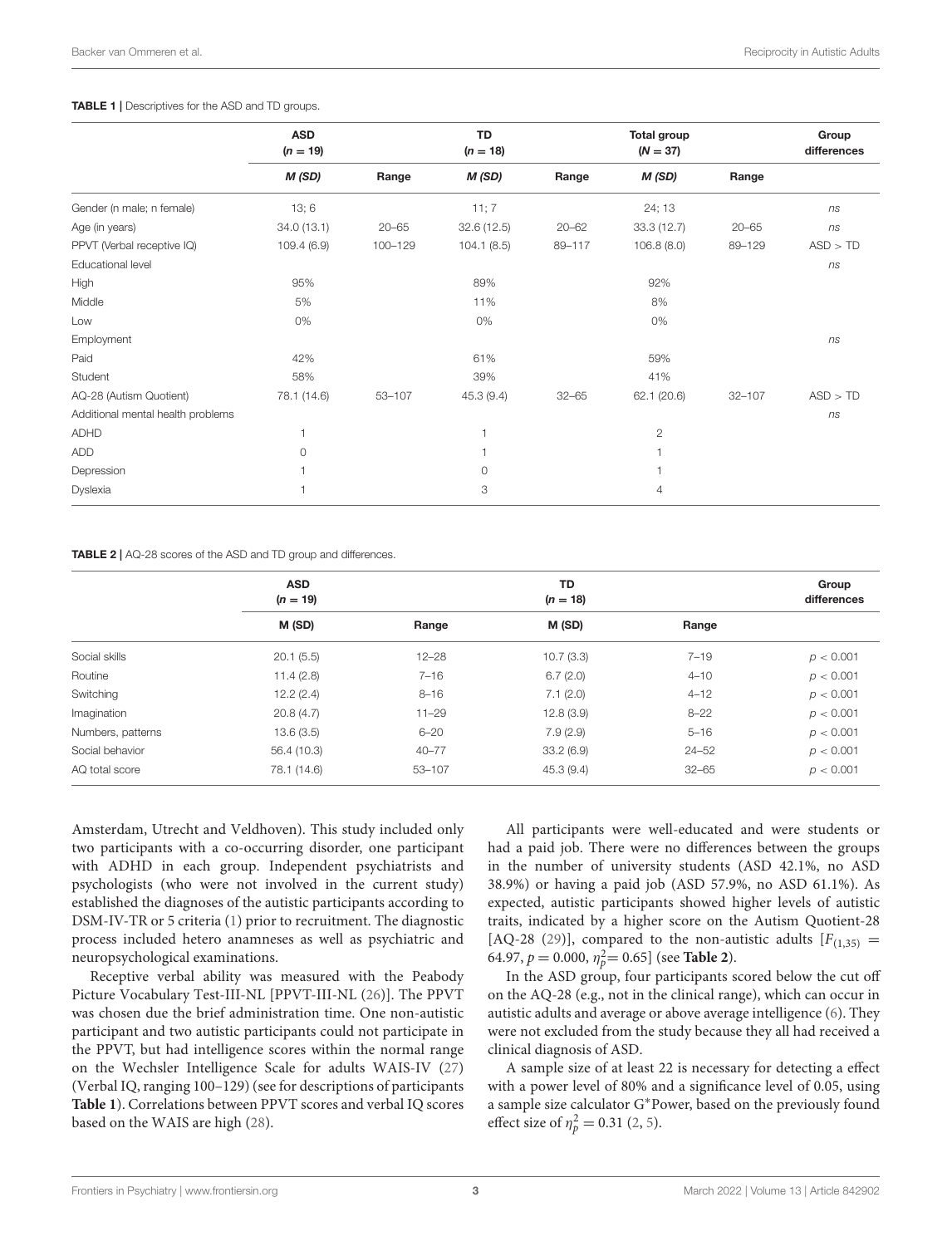**TABLE 1 |** Descriptives for the ASD and TD groups.

| | ASD ($n = 19$) | | TD ($n = 18$) | | Total group ($N = 37$) | | Group differences |
|---|---|---|---|---|---|---|---|
| | *M (SD)* | Range | *M (SD)* | Range | *M (SD)* | Range | |
| Gender (n male; n female) | 13; 6 | | 11; 7 | | 24; 13 | | *ns* |
| Age (in years) | 34.0 (13.1) | 20–65 | 32.6 (12.5) | 20–62 | 33.3 (12.7) | 20–65 | *ns* |
| PPVT (Verbal receptive IQ) | 109.4 (6.9) | 100–129 | 104.1 (8.5) | 89–117 | 106.8 (8.0) | 89–129 | ASD > TD |
| Educational level | | | | | | | *ns* |
| High | 95% | | 89% | | 92% | | |
| Middle | 5% | | 11% | | 8% | | |
| Low | 0% | | 0% | | 0% | | |
| Employment | | | | | | | *ns* |
| Paid | 42% | | 61% | | 59% | | |
| Student | 58% | | 39% | | 41% | | |
| AQ-28 (Autism Quotient) | 78.1 (14.6) | 53–107 | 45.3 (9.4) | 32–65 | 62.1 (20.6) | 32–107 | ASD > TD |
| Additional mental health problems | | | | | | | *ns* |
| ADHD | 1 | | 1 | | 2 | | |
| ADD | 0 | | 1 | | 1 | | |
| Depression | 1 | | 0 | | 1 | | |
| Dyslexia | 1 | | 3 | | 4 | | |

**TABLE 2 |** AQ-28 scores of the ASD and TD group and differences.

| | ASD ($n = 19$) | | TD ($n = 18$) | | Group differences |
|---|---|---|---|---|---|
| | M (SD) | Range | M (SD) | Range | |
| Social skills | 20.1 (5.5) | 12–28 | 10.7 (3.3) | 7–19 | $p < 0.001$ |
| Routine | 11.4 (2.8) | 7–16 | 6.7 (2.0) | 4–10 | $p < 0.001$ |
| Switching | 12.2 (2.4) | 8–16 | 7.1 (2.0) | 4–12 | $p < 0.001$ |
| Imagination | 20.8 (4.7) | 11–29 | 12.8 (3.9) | 8–22 | $p < 0.001$ |
| Numbers, patterns | 13.6 (3.5) | 6–20 | 7.9 (2.9) | 5–16 | $p < 0.001$ |
| Social behavior | 56.4 (10.3) | 40–77 | 33.2 (6.9) | 24–52 | $p < 0.001$ |
| AQ total score | 78.1 (14.6) | 53–107 | 45.3 (9.4) | 32–65 | $p < 0.001$ |

Amsterdam, Utrecht and Veldhoven). This study included only two participants with a co-occurring disorder, one participant with ADHD in each group. Independent psychiatrists and psychologists (who were not involved in the current study) established the diagnoses of the autistic participants according to DSM-IV-TR or 5 criteria (1) prior to recruitment. The diagnostic process included hetero anamneses as well as psychiatric and neuropsychological examinations.

Receptive verbal ability was measured with the Peabody Picture Vocabulary Test-III-NL [PPVT-III-NL (26)]. The PPVT was chosen due the brief administration time. One non-autistic participant and two autistic participants could not participate in the PPVT, but had intelligence scores within the normal range on the Wechsler Intelligence Scale for adults WAIS-IV (27) (Verbal IQ, ranging 100–129) (see for descriptions of participants **Table 1**). Correlations between PPVT scores and verbal IQ scores based on the WAIS are high (28).

All participants were well-educated and were students or had a paid job. There were no differences between the groups in the number of university students (ASD 42.1%, no ASD 38.9%) or having a paid job (ASD 57.9%, no ASD 61.1%). As expected, autistic participants showed higher levels of autistic traits, indicated by a higher score on the Autism Quotient-28 [AQ-28 (29)], compared to the non-autistic adults [$F_{(1,35)} = 64.97$, $p = 0.000$, $\eta_p^2 = 0.65$] (see **Table 2**).

In the ASD group, four participants scored below the cut off on the AQ-28 (e.g., not in the clinical range), which can occur in autistic adults and average or above average intelligence (6). They were not excluded from the study because they all had received a clinical diagnosis of ASD.

A sample size of at least 22 is necessary for detecting a effect with a power level of 80% and a significance level of 0.05, using a sample size calculator G*Power, based on the previously found effect size of $\eta_p^2 = 0.31$ (2, 5).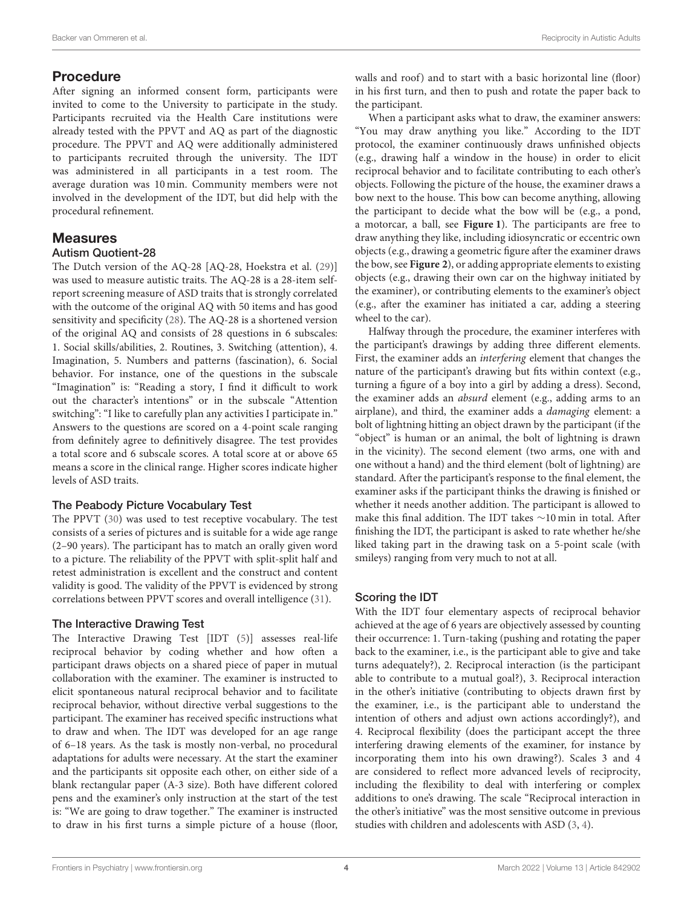## Procedure

After signing an informed consent form, participants were invited to come to the University to participate in the study. Participants recruited via the Health Care institutions were already tested with the PPVT and AQ as part of the diagnostic procedure. The PPVT and AQ were additionally administered to participants recruited through the university. The IDT was administered in all participants in a test room. The average duration was 10 min. Community members were not involved in the development of the IDT, but did help with the procedural refinement.

## Measures

### Autism Quotient-28

The Dutch version of the AQ-28 [AQ-28, Hoekstra et al. (29)] was used to measure autistic traits. The AQ-28 is a 28-item self-report screening measure of ASD traits that is strongly correlated with the outcome of the original AQ with 50 items and has good sensitivity and specificity (28). The AQ-28 is a shortened version of the original AQ and consists of 28 questions in 6 subscales: 1. Social skills/abilities, 2. Routines, 3. Switching (attention), 4. Imagination, 5. Numbers and patterns (fascination), 6. Social behavior. For instance, one of the questions in the subscale "Imagination" is: "Reading a story, I find it difficult to work out the character's intentions" or in the subscale "Attention switching": "I like to carefully plan any activities I participate in." Answers to the questions are scored on a 4-point scale ranging from definitely agree to definitively disagree. The test provides a total score and 6 subscale scores. A total score at or above 65 means a score in the clinical range. Higher scores indicate higher levels of ASD traits.

### The Peabody Picture Vocabulary Test

The PPVT (30) was used to test receptive vocabulary. The test consists of a series of pictures and is suitable for a wide age range (2–90 years). The participant has to match an orally given word to a picture. The reliability of the PPVT with split-split half and retest administration is excellent and the construct and content validity is good. The validity of the PPVT is evidenced by strong correlations between PPVT scores and overall intelligence (31).

### The Interactive Drawing Test

The Interactive Drawing Test [IDT (5)] assesses real-life reciprocal behavior by coding whether and how often a participant draws objects on a shared piece of paper in mutual collaboration with the examiner. The examiner is instructed to elicit spontaneous natural reciprocal behavior and to facilitate reciprocal behavior, without directive verbal suggestions to the participant. The examiner has received specific instructions what to draw and when. The IDT was developed for an age range of 6–18 years. As the task is mostly non-verbal, no procedural adaptations for adults were necessary. At the start the examiner and the participants sit opposite each other, on either side of a blank rectangular paper (A-3 size). Both have different colored pens and the examiner's only instruction at the start of the test is: "We are going to draw together." The examiner is instructed to draw in his first turns a simple picture of a house (floor, walls and roof) and to start with a basic horizontal line (floor) in his first turn, and then to push and rotate the paper back to the participant.

When a participant asks what to draw, the examiner answers: "You may draw anything you like." According to the IDT protocol, the examiner continuously draws unfinished objects (e.g., drawing half a window in the house) in order to elicit reciprocal behavior and to facilitate contributing to each other's objects. Following the picture of the house, the examiner draws a bow next to the house. This bow can become anything, allowing the participant to decide what the bow will be (e.g., a pond, a motorcar, a ball, see **Figure 1**). The participants are free to draw anything they like, including idiosyncratic or eccentric own objects (e.g., drawing a geometric figure after the examiner draws the bow, see **Figure 2**), or adding appropriate elements to existing objects (e.g., drawing their own car on the highway initiated by the examiner), or contributing elements to the examiner's object (e.g., after the examiner has initiated a car, adding a steering wheel to the car).

Halfway through the procedure, the examiner interferes with the participant's drawings by adding three different elements. First, the examiner adds an *interfering* element that changes the nature of the participant's drawing but fits within context (e.g., turning a figure of a boy into a girl by adding a dress). Second, the examiner adds an *absurd* element (e.g., adding arms to an airplane), and third, the examiner adds a *damaging* element: a bolt of lightning hitting an object drawn by the participant (if the "object" is human or an animal, the bolt of lightning is drawn in the vicinity). The second element (two arms, one with and one without a hand) and the third element (bolt of lightning) are standard. After the participant's response to the final element, the examiner asks if the participant thinks the drawing is finished or whether it needs another addition. The participant is allowed to make this final addition. The IDT takes ∼10 min in total. After finishing the IDT, the participant is asked to rate whether he/she liked taking part in the drawing task on a 5-point scale (with smileys) ranging from very much to not at all.

### Scoring the IDT

With the IDT four elementary aspects of reciprocal behavior achieved at the age of 6 years are objectively assessed by counting their occurrence: 1. Turn-taking (pushing and rotating the paper back to the examiner, i.e., is the participant able to give and take turns adequately?), 2. Reciprocal interaction (is the participant able to contribute to a mutual goal?), 3. Reciprocal interaction in the other's initiative (contributing to objects drawn first by the examiner, i.e., is the participant able to understand the intention of others and adjust own actions accordingly?), and 4. Reciprocal flexibility (does the participant accept the three interfering drawing elements of the examiner, for instance by incorporating them into his own drawing?). Scales 3 and 4 are considered to reflect more advanced levels of reciprocity, including the flexibility to deal with interfering or complex additions to one's drawing. The scale "Reciprocal interaction in the other's initiative" was the most sensitive outcome in previous studies with children and adolescents with ASD (3, 4).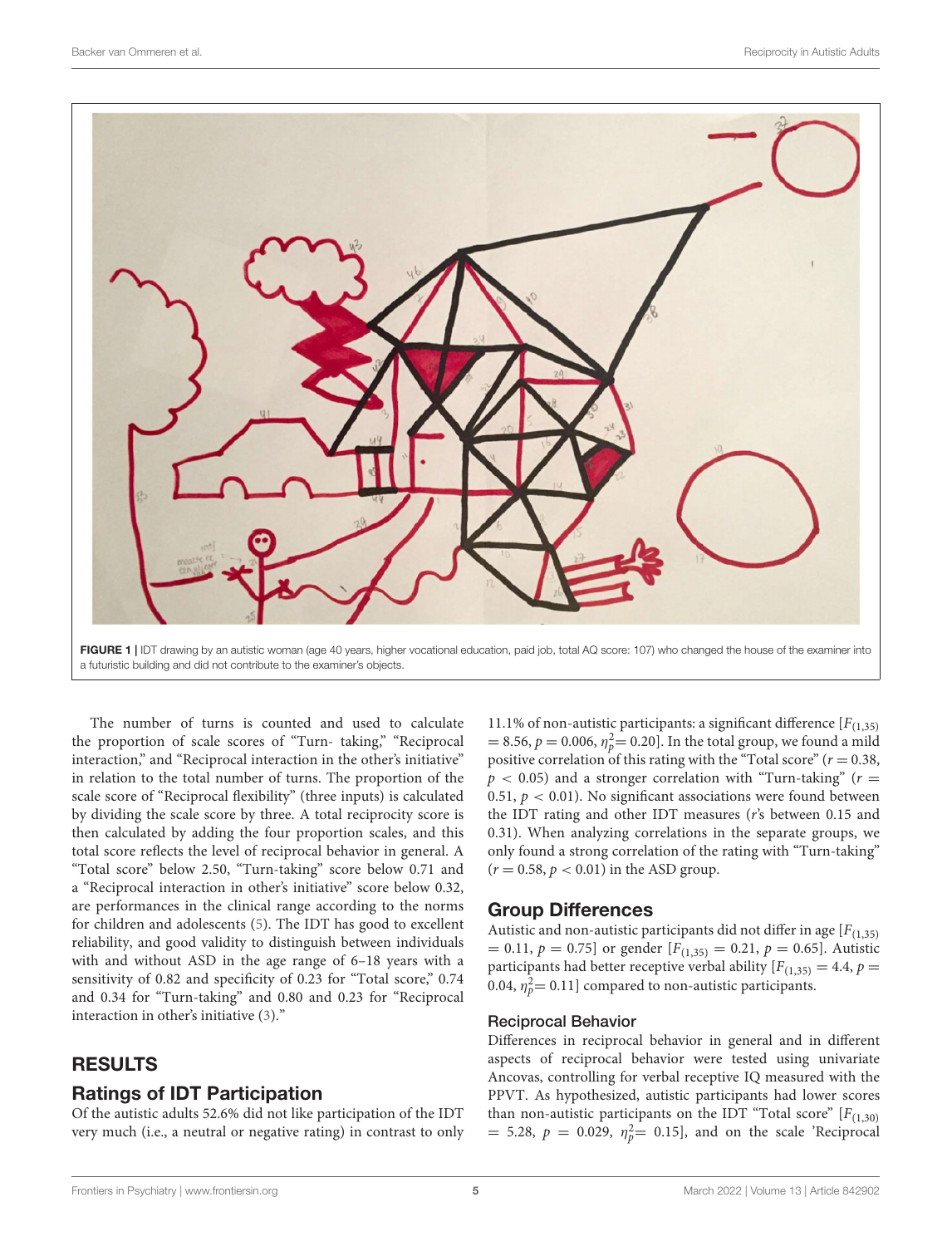FIGURE 1 | IDT drawing by an autistic woman (age 40 years, higher vocational education, paid job, total AQ score: 107) who changed the house of the examiner into a futuristic building and did not contribute to the examiner's objects.

The number of turns is counted and used to calculate the proportion of scale scores of "Turn- taking," "Reciprocal interaction," and "Reciprocal interaction in the other's initiative" in relation to the total number of turns. The proportion of the scale score of "Reciprocal flexibility" (three inputs) is calculated by dividing the scale score by three. A total reciprocity score is then calculated by adding the four proportion scales, and this total score reflects the level of reciprocal behavior in general. A "Total score" below 2.50, "Turn-taking" score below 0.71 and a "Reciprocal interaction in other's initiative" score below 0.32, are performances in the clinical range according to the norms for children and adolescents (5). The IDT has good to excellent reliability, and good validity to distinguish between individuals with and without ASD in the age range of 6–18 years with a sensitivity of 0.82 and specificity of 0.23 for "Total score," 0.74 and 0.34 for "Turn-taking" and 0.80 and 0.23 for "Reciprocal interaction in other's initiative (3)."

## RESULTS

## Ratings of IDT Participation

Of the autistic adults 52.6% did not like participation of the IDT very much (i.e., a neutral or negative rating) in contrast to only 11.1% of non-autistic participants: a significant difference [$F_{(1,35)} = 8.56$, $p = 0.006$, $\eta_p^2 = 0.20$]. In the total group, we found a mild positive correlation of this rating with the "Total score" ($r = 0.38$, $p < 0.05$) and a stronger correlation with "Turn-taking" ($r = 0.51$, $p < 0.01$). No significant associations were found between the IDT rating and other IDT measures ($r$'s between 0.15 and 0.31). When analyzing correlations in the separate groups, we only found a strong correlation of the rating with "Turn-taking" ($r = 0.58$, $p < 0.01$) in the ASD group.

## Group Differences

Autistic and non-autistic participants did not differ in age [$F_{(1,35)} = 0.11$, $p = 0.75$] or gender [$F_{(1,35)} = 0.21$, $p = 0.65$]. Autistic participants had better receptive verbal ability [$F_{(1,35)} = 4.4$, $p = 0.04$, $\eta_p^2 = 0.11$] compared to non-autistic participants.

### Reciprocal Behavior

Differences in reciprocal behavior in general and in different aspects of reciprocal behavior were tested using univariate Ancovas, controlling for verbal receptive IQ measured with the PPVT. As hypothesized, autistic participants had lower scores than non-autistic participants on the IDT "Total score" [$F_{(1,30)} = 5.28$, $p = 0.029$, $\eta_p^2 = 0.15$], and on the scale 'Reciprocal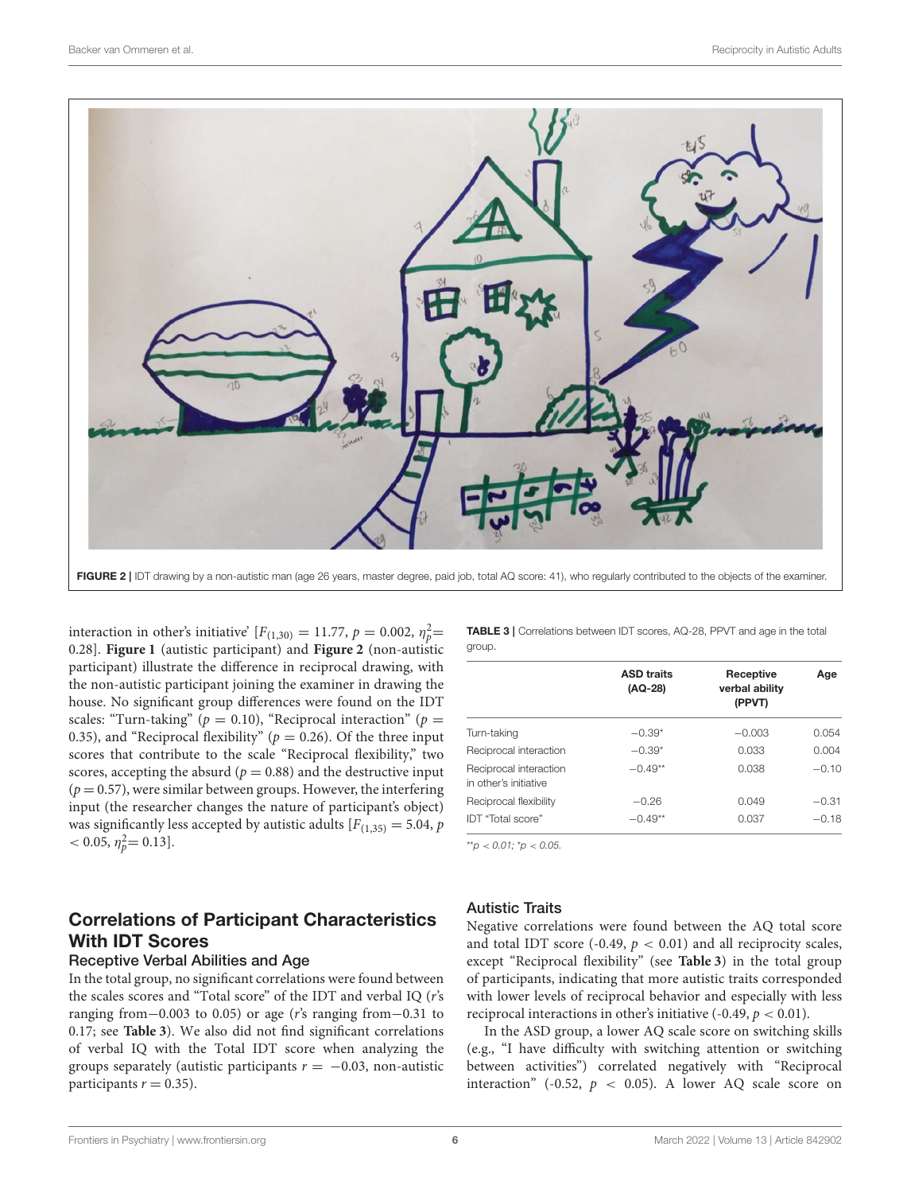FIGURE 2 | IDT drawing by a non-autistic man (age 26 years, master degree, paid job, total AQ score: 41), who regularly contributed to the objects of the examiner.

interaction in other's initiative' [$F_{(1,30)} = 11.77$, $p = 0.002$, $\eta_p^2 = 0.28$]. **Figure 1** (autistic participant) and **Figure 2** (non-autistic participant) illustrate the difference in reciprocal drawing, with the non-autistic participant joining the examiner in drawing the house. No significant group differences were found on the IDT scales: "Turn-taking" ($p = 0.10$), "Reciprocal interaction" ($p = 0.35$), and "Reciprocal flexibility" ($p = 0.26$). Of the three input scores that contribute to the scale "Reciprocal flexibility," two scores, accepting the absurd ($p = 0.88$) and the destructive input ($p = 0.57$), were similar between groups. However, the interfering input (the researcher changes the nature of participant's object) was significantly less accepted by autistic adults [$F_{(1,35)} = 5.04$, $p < 0.05$, $\eta_p^2 = 0.13$].

TABLE 3 | Correlations between IDT scores, AQ-28, PPVT and age in the total group.

| | ASD traits (AQ-28) | Receptive verbal ability (PPVT) | Age |
|---|---|---|---|
| Turn-taking | −0.39* | −0.003 | 0.054 |
| Reciprocal interaction | −0.39* | 0.033 | 0.004 |
| Reciprocal interaction in other's initiative | −0.49** | 0.038 | −0.10 |
| Reciprocal flexibility | −0.26 | 0.049 | −0.31 |
| IDT "Total score" | −0.49** | 0.037 | −0.18 |

**p < 0.01; *p < 0.05.

## Correlations of Participant Characteristics With IDT Scores

### Receptive Verbal Abilities and Age

In the total group, no significant correlations were found between the scales scores and "Total score" of the IDT and verbal IQ (r's ranging from−0.003 to 0.05) or age (r's ranging from−0.31 to 0.17; see **Table 3**). We also did not find significant correlations of verbal IQ with the Total IDT score when analyzing the groups separately (autistic participants $r = -0.03$, non-autistic participants $r = 0.35$).

### Autistic Traits

Negative correlations were found between the AQ total score and total IDT score (-0.49, $p < 0.01$) and all reciprocity scales, except "Reciprocal flexibility" (see **Table 3**) in the total group of participants, indicating that more autistic traits corresponded with lower levels of reciprocal behavior and especially with less reciprocal interactions in other's initiative (-0.49, $p < 0.01$).

In the ASD group, a lower AQ scale score on switching skills (e.g., "I have difficulty with switching attention or switching between activities") correlated negatively with "Reciprocal interaction" (-0.52, $p < 0.05$). A lower AQ scale score on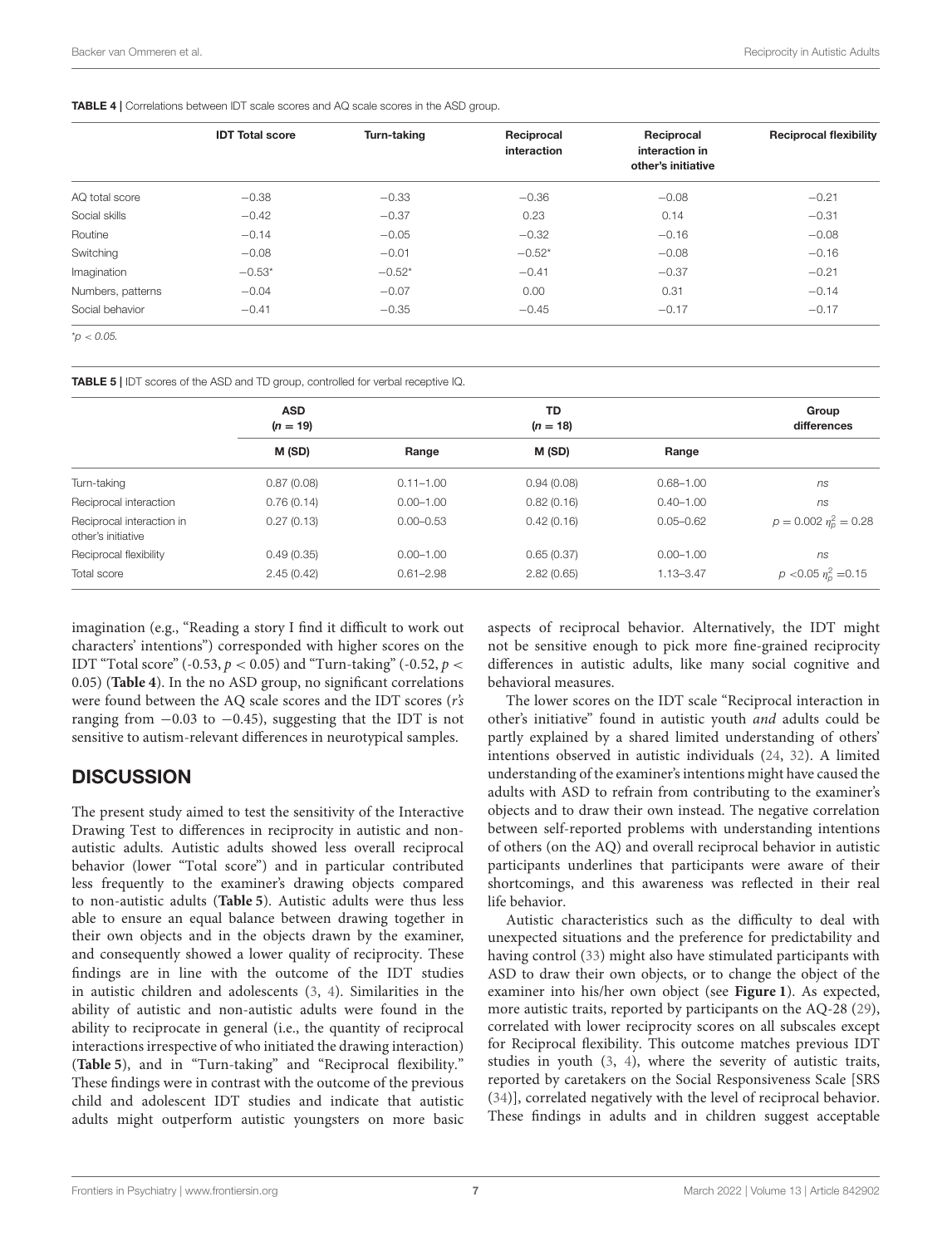**TABLE 4 |** Correlations between IDT scale scores and AQ scale scores in the ASD group.

| | IDT Total score | Turn-taking | Reciprocal interaction | Reciprocal interaction in other's initiative | Reciprocal flexibility |
|---|---|---|---|---|---|
| AQ total score | −0.38 | −0.33 | −0.36 | −0.08 | −0.21 |
| Social skills | −0.42 | −0.37 | 0.23 | 0.14 | −0.31 |
| Routine | −0.14 | −0.05 | −0.32 | −0.16 | −0.08 |
| Switching | −0.08 | −0.01 | −0.52* | −0.08 | −0.16 |
| Imagination | −0.53* | −0.52* | −0.41 | −0.37 | −0.21 |
| Numbers, patterns | −0.04 | −0.07 | 0.00 | 0.31 | −0.14 |
| Social behavior | −0.41 | −0.35 | −0.45 | −0.17 | −0.17 |

*$p < 0.05$.

**TABLE 5 |** IDT scores of the ASD and TD group, controlled for verbal receptive IQ.

| | ASD ($n = 19$) | | TD ($n = 18$) | | Group differences |
|---|---|---|---|---|---|
| | M (SD) | Range | M (SD) | Range | |
| Turn-taking | 0.87 (0.08) | 0.11–1.00 | 0.94 (0.08) | 0.68–1.00 | *ns* |
| Reciprocal interaction | 0.76 (0.14) | 0.00–1.00 | 0.82 (0.16) | 0.40–1.00 | *ns* |
| Reciprocal interaction in other's initiative | 0.27 (0.13) | 0.00–0.53 | 0.42 (0.16) | 0.05–0.62 | $p = 0.002$ $\eta_p^2 = 0.28$ |
| Reciprocal flexibility | 0.49 (0.35) | 0.00–1.00 | 0.65 (0.37) | 0.00–1.00 | *ns* |
| Total score | 2.45 (0.42) | 0.61–2.98 | 2.82 (0.65) | 1.13–3.47 | $p < 0.05$ $\eta_p^2 = 0.15$ |

imagination (e.g., "Reading a story I find it difficult to work out characters' intentions") corresponded with higher scores on the IDT "Total score" (-0.53, $p < 0.05$) and "Turn-taking" (-0.52, $p < 0.05$) (**Table 4**). In the no ASD group, no significant correlations were found between the AQ scale scores and the IDT scores (*r's* ranging from −0.03 to −0.45), suggesting that the IDT is not sensitive to autism-relevant differences in neurotypical samples.

## DISCUSSION

The present study aimed to test the sensitivity of the Interactive Drawing Test to differences in reciprocity in autistic and non-autistic adults. Autistic adults showed less overall reciprocal behavior (lower "Total score") and in particular contributed less frequently to the examiner's drawing objects compared to non-autistic adults (**Table 5**). Autistic adults were thus less able to ensure an equal balance between drawing together in their own objects and in the objects drawn by the examiner, and consequently showed a lower quality of reciprocity. These findings are in line with the outcome of the IDT studies in autistic children and adolescents (3, 4). Similarities in the ability of autistic and non-autistic adults were found in the ability to reciprocate in general (i.e., the quantity of reciprocal interactions irrespective of who initiated the drawing interaction) (**Table 5**), and in "Turn-taking" and "Reciprocal flexibility." These findings were in contrast with the outcome of the previous child and adolescent IDT studies and indicate that autistic adults might outperform autistic youngsters on more basic aspects of reciprocal behavior. Alternatively, the IDT might not be sensitive enough to pick more fine-grained reciprocity differences in autistic adults, like many social cognitive and behavioral measures.

The lower scores on the IDT scale "Reciprocal interaction in other's initiative" found in autistic youth *and* adults could be partly explained by a shared limited understanding of others' intentions observed in autistic individuals (24, 32). A limited understanding of the examiner's intentions might have caused the adults with ASD to refrain from contributing to the examiner's objects and to draw their own instead. The negative correlation between self-reported problems with understanding intentions of others (on the AQ) and overall reciprocal behavior in autistic participants underlines that participants were aware of their shortcomings, and this awareness was reflected in their real life behavior.

Autistic characteristics such as the difficulty to deal with unexpected situations and the preference for predictability and having control (33) might also have stimulated participants with ASD to draw their own objects, or to change the object of the examiner into his/her own object (see **Figure 1**). As expected, more autistic traits, reported by participants on the AQ-28 (29), correlated with lower reciprocity scores on all subscales except for Reciprocal flexibility. This outcome matches previous IDT studies in youth (3, 4), where the severity of autistic traits, reported by caretakers on the Social Responsiveness Scale [SRS (34)], correlated negatively with the level of reciprocal behavior. These findings in adults and in children suggest acceptable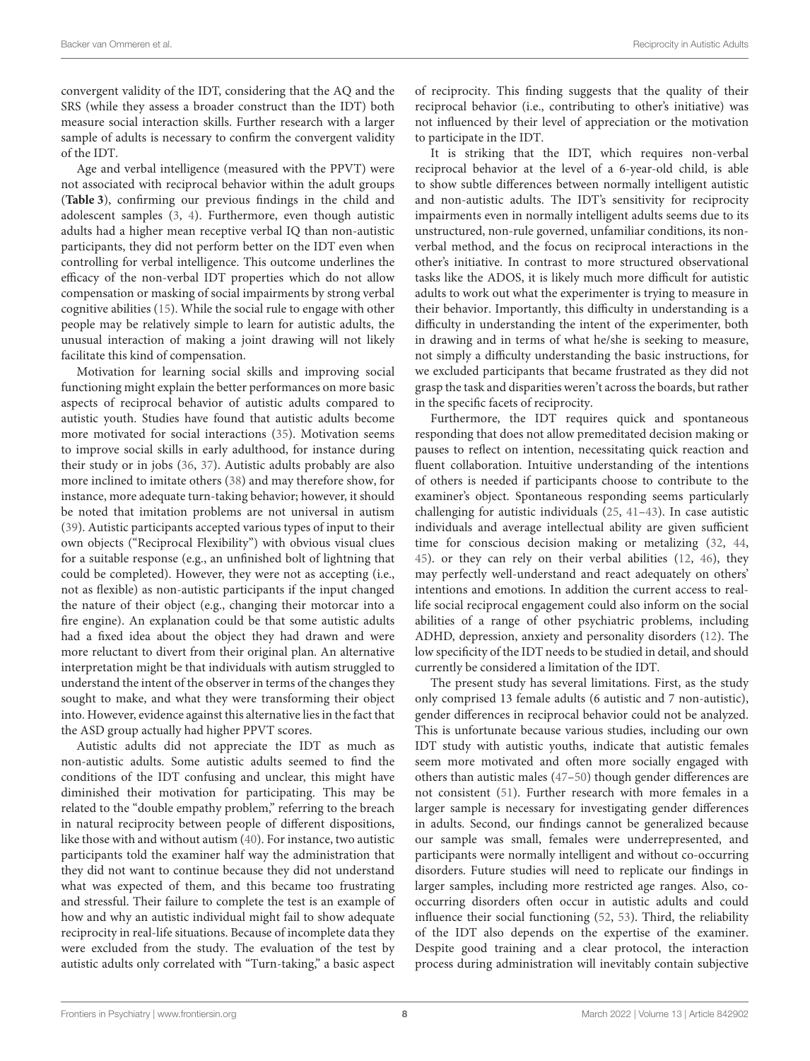convergent validity of the IDT, considering that the AQ and the SRS (while they assess a broader construct than the IDT) both measure social interaction skills. Further research with a larger sample of adults is necessary to confirm the convergent validity of the IDT.

Age and verbal intelligence (measured with the PPVT) were not associated with reciprocal behavior within the adult groups (**Table 3**), confirming our previous findings in the child and adolescent samples (3, 4). Furthermore, even though autistic adults had a higher mean receptive verbal IQ than non-autistic participants, they did not perform better on the IDT even when controlling for verbal intelligence. This outcome underlines the efficacy of the non-verbal IDT properties which do not allow compensation or masking of social impairments by strong verbal cognitive abilities (15). While the social rule to engage with other people may be relatively simple to learn for autistic adults, the unusual interaction of making a joint drawing will not likely facilitate this kind of compensation.

Motivation for learning social skills and improving social functioning might explain the better performances on more basic aspects of reciprocal behavior of autistic adults compared to autistic youth. Studies have found that autistic adults become more motivated for social interactions (35). Motivation seems to improve social skills in early adulthood, for instance during their study or in jobs (36, 37). Autistic adults probably are also more inclined to imitate others (38) and may therefore show, for instance, more adequate turn-taking behavior; however, it should be noted that imitation problems are not universal in autism (39). Autistic participants accepted various types of input to their own objects ("Reciprocal Flexibility") with obvious visual clues for a suitable response (e.g., an unfinished bolt of lightning that could be completed). However, they were not as accepting (i.e., not as flexible) as non-autistic participants if the input changed the nature of their object (e.g., changing their motorcar into a fire engine). An explanation could be that some autistic adults had a fixed idea about the object they had drawn and were more reluctant to divert from their original plan. An alternative interpretation might be that individuals with autism struggled to understand the intent of the observer in terms of the changes they sought to make, and what they were transforming their object into. However, evidence against this alternative lies in the fact that the ASD group actually had higher PPVT scores.

Autistic adults did not appreciate the IDT as much as non-autistic adults. Some autistic adults seemed to find the conditions of the IDT confusing and unclear, this might have diminished their motivation for participating. This may be related to the "double empathy problem," referring to the breach in natural reciprocity between people of different dispositions, like those with and without autism (40). For instance, two autistic participants told the examiner half way the administration that they did not want to continue because they did not understand what was expected of them, and this became too frustrating and stressful. Their failure to complete the test is an example of how and why an autistic individual might fail to show adequate reciprocity in real-life situations. Because of incomplete data they were excluded from the study. The evaluation of the test by autistic adults only correlated with "Turn-taking," a basic aspect of reciprocity. This finding suggests that the quality of their reciprocal behavior (i.e., contributing to other's initiative) was not influenced by their level of appreciation or the motivation to participate in the IDT.

It is striking that the IDT, which requires non-verbal reciprocal behavior at the level of a 6-year-old child, is able to show subtle differences between normally intelligent autistic and non-autistic adults. The IDT's sensitivity for reciprocity impairments even in normally intelligent adults seems due to its unstructured, non-rule governed, unfamiliar conditions, its non-verbal method, and the focus on reciprocal interactions in the other's initiative. In contrast to more structured observational tasks like the ADOS, it is likely much more difficult for autistic adults to work out what the experimenter is trying to measure in their behavior. Importantly, this difficulty in understanding is a difficulty in understanding the intent of the experimenter, both in drawing and in terms of what he/she is seeking to measure, not simply a difficulty understanding the basic instructions, for we excluded participants that became frustrated as they did not grasp the task and disparities weren't across the boards, but rather in the specific facets of reciprocity.

Furthermore, the IDT requires quick and spontaneous responding that does not allow premeditated decision making or pauses to reflect on intention, necessitating quick reaction and fluent collaboration. Intuitive understanding of the intentions of others is needed if participants choose to contribute to the examiner's object. Spontaneous responding seems particularly challenging for autistic individuals (25, 41–43). In case autistic individuals and average intellectual ability are given sufficient time for conscious decision making or metalizing (32, 44, 45). or they can rely on their verbal abilities (12, 46), they may perfectly well-understand and react adequately on others' intentions and emotions. In addition the current access to real-life social reciprocal engagement could also inform on the social abilities of a range of other psychiatric problems, including ADHD, depression, anxiety and personality disorders (12). The low specificity of the IDT needs to be studied in detail, and should currently be considered a limitation of the IDT.

The present study has several limitations. First, as the study only comprised 13 female adults (6 autistic and 7 non-autistic), gender differences in reciprocal behavior could not be analyzed. This is unfortunate because various studies, including our own IDT study with autistic youths, indicate that autistic females seem more motivated and often more socially engaged with others than autistic males (47–50) though gender differences are not consistent (51). Further research with more females in a larger sample is necessary for investigating gender differences in adults. Second, our findings cannot be generalized because our sample was small, females were underrepresented, and participants were normally intelligent and without co-occurring disorders. Future studies will need to replicate our findings in larger samples, including more restricted age ranges. Also, co-occurring disorders often occur in autistic adults and could influence their social functioning (52, 53). Third, the reliability of the IDT also depends on the expertise of the examiner. Despite good training and a clear protocol, the interaction process during administration will inevitably contain subjective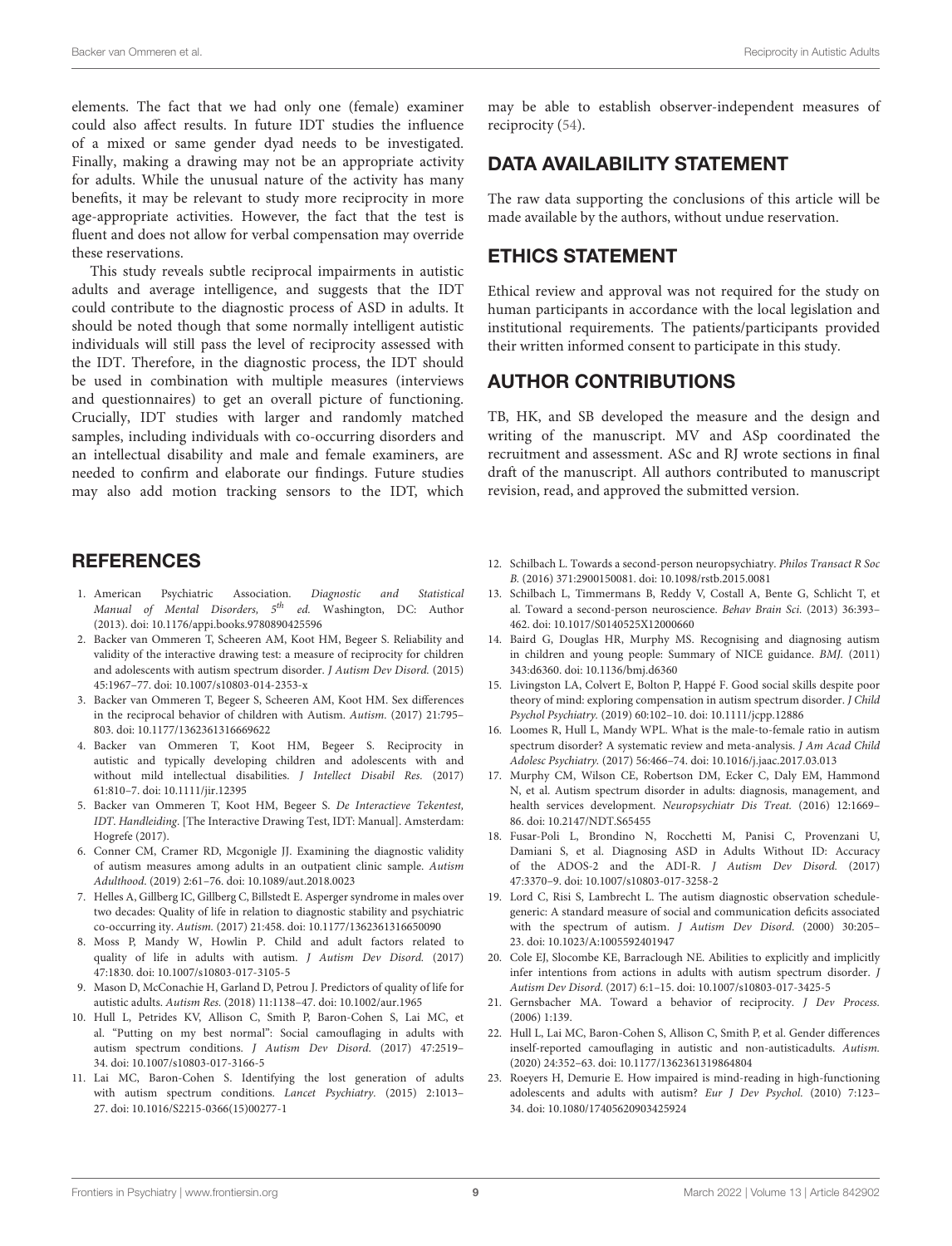elements. The fact that we had only one (female) examiner could also affect results. In future IDT studies the influence of a mixed or same gender dyad needs to be investigated. Finally, making a drawing may not be an appropriate activity for adults. While the unusual nature of the activity has many benefits, it may be relevant to study more reciprocity in more age-appropriate activities. However, the fact that the test is fluent and does not allow for verbal compensation may override these reservations.

This study reveals subtle reciprocal impairments in autistic adults and average intelligence, and suggests that the IDT could contribute to the diagnostic process of ASD in adults. It should be noted though that some normally intelligent autistic individuals will still pass the level of reciprocity assessed with the IDT. Therefore, in the diagnostic process, the IDT should be used in combination with multiple measures (interviews and questionnaires) to get an overall picture of functioning. Crucially, IDT studies with larger and randomly matched samples, including individuals with co-occurring disorders and an intellectual disability and male and female examiners, are needed to confirm and elaborate our findings. Future studies may also add motion tracking sensors to the IDT, which may be able to establish observer-independent measures of reciprocity (54).

## DATA AVAILABILITY STATEMENT

The raw data supporting the conclusions of this article will be made available by the authors, without undue reservation.

## ETHICS STATEMENT

Ethical review and approval was not required for the study on human participants in accordance with the local legislation and institutional requirements. The patients/participants provided their written informed consent to participate in this study.

## AUTHOR CONTRIBUTIONS

TB, HK, and SB developed the measure and the design and writing of the manuscript. MV and ASp coordinated the recruitment and assessment. ASc and RJ wrote sections in final draft of the manuscript. All authors contributed to manuscript revision, read, and approved the submitted version.

## REFERENCES

1. American Psychiatric Association. *Diagnostic and Statistical Manual of Mental Disorders, 5th ed.* Washington, DC: Author (2013). doi: 10.1176/appi.books.9780890425596
2. Backer van Ommeren T, Scheeren AM, Koot HM, Begeer S. Reliability and validity of the interactive drawing test: a measure of reciprocity for children and adolescents with autism spectrum disorder. *J Autism Dev Disord.* (2015) 45:1967–77. doi: 10.1007/s10803-014-2353-x
3. Backer van Ommeren T, Begeer S, Scheeren AM, Koot HM. Sex differences in the reciprocal behavior of children with Autism. *Autism.* (2017) 21:795–803. doi: 10.1177/1362361316669622
4. Backer van Ommeren T, Koot HM, Begeer S. Reciprocity in autistic and typically developing children and adolescents with and without mild intellectual disabilities. *J Intellect Disabil Res.* (2017) 61:810–7. doi: 10.1111/jir.12395
5. Backer van Ommeren T, Koot HM, Begeer S. *De Interactieve Tekentest, IDT. Handleiding*. [The Interactive Drawing Test, IDT: Manual]. Amsterdam: Hogrefe (2017).
6. Conner CM, Cramer RD, Mcgonigle JJ. Examining the diagnostic validity of autism measures among adults in an outpatient clinic sample. *Autism Adulthood.* (2019) 2:61–76. doi: 10.1089/aut.2018.0023
7. Helles A, Gillberg IC, Gillberg C, Billstedt E. Asperger syndrome in males over two decades: Quality of life in relation to diagnostic stability and psychiatric co-occurring ity. *Autism.* (2017) 21:458. doi: 10.1177/1362361316650090
8. Moss P, Mandy W, Howlin P. Child and adult factors related to quality of life in adults with autism. *J Autism Dev Disord.* (2017) 47:1830. doi: 10.1007/s10803-017-3105-5
9. Mason D, McConachie H, Garland D, Petrou J. Predictors of quality of life for autistic adults. *Autism Res.* (2018) 11:1138–47. doi: 10.1002/aur.1965
10. Hull L, Petrides KV, Allison C, Smith P, Baron-Cohen S, Lai MC, et al. "Putting on my best normal": Social camouflaging in adults with autism spectrum conditions. *J Autism Dev Disord.* (2017) 47:2519–34. doi: 10.1007/s10803-017-3166-5
11. Lai MC, Baron-Cohen S. Identifying the lost generation of adults with autism spectrum conditions. *Lancet Psychiatry.* (2015) 2:1013–27. doi: 10.1016/S2215-0366(15)00277-1
12. Schilbach L. Towards a second-person neuropsychiatry. *Philos Transact R Soc B.* (2016) 371:2900150081. doi: 10.1098/rstb.2015.0081
13. Schilbach L, Timmermans B, Reddy V, Costall A, Bente G, Schlicht T, et al. Toward a second-person neuroscience. *Behav Brain Sci.* (2013) 36:393–462. doi: 10.1017/S0140525X12000660
14. Baird G, Douglas HR, Murphy MS. Recognising and diagnosing autism in children and young people: Summary of NICE guidance. *BMJ.* (2011) 343:d6360. doi: 10.1136/bmj.d6360
15. Livingston LA, Colvert E, Bolton P, Happé F. Good social skills despite poor theory of mind: exploring compensation in autism spectrum disorder. *J Child Psychol Psychiatry.* (2019) 60:102–10. doi: 10.1111/jcpp.12886
16. Loomes R, Hull L, Mandy WPL. What is the male-to-female ratio in autism spectrum disorder? A systematic review and meta-analysis. *J Am Acad Child Adolesc Psychiatry.* (2017) 56:466–74. doi: 10.1016/j.jaac.2017.03.013
17. Murphy CM, Wilson CE, Robertson DM, Ecker C, Daly EM, Hammond N, et al. Autism spectrum disorder in adults: diagnosis, management, and health services development. *Neuropsychiatr Dis Treat.* (2016) 12:1669–86. doi: 10.2147/NDT.S65455
18. Fusar-Poli L, Brondino N, Rocchetti M, Panisi C, Provenzani U, Damiani S, et al. Diagnosing ASD in Adults Without ID: Accuracy of the ADOS-2 and the ADI-R. *J Autism Dev Disord.* (2017) 47:3370–9. doi: 10.1007/s10803-017-3258-2
19. Lord C, Risi S, Lambrecht L. The autism diagnostic observation schedule-generic: A standard measure of social and communication deficits associated with the spectrum of autism. *J Autism Dev Disord.* (2000) 30:205–23. doi: 10.1023/A:1005592401947
20. Cole EJ, Slocombe KE, Barraclough NE. Abilities to explicitly and implicitly infer intentions from actions in adults with autism spectrum disorder. *J Autism Dev Disord.* (2017) 6:1–15. doi: 10.1007/s10803-017-3425-5
21. Gernsbacher MA. Toward a behavior of reciprocity. *J Dev Process.* (2006) 1:139.
22. Hull L, Lai MC, Baron-Cohen S, Allison C, Smith P, et al. Gender differences inself-reported camouflaging in autistic and non-autisticadults. *Autism.* (2020) 24:352–63. doi: 10.1177/1362361319864804
23. Roeyers H, Demurie E. How impaired is mind-reading in high-functioning adolescents and adults with autism? *Eur J Dev Psychol.* (2010) 7:123–34. doi: 10.1080/17405620903425924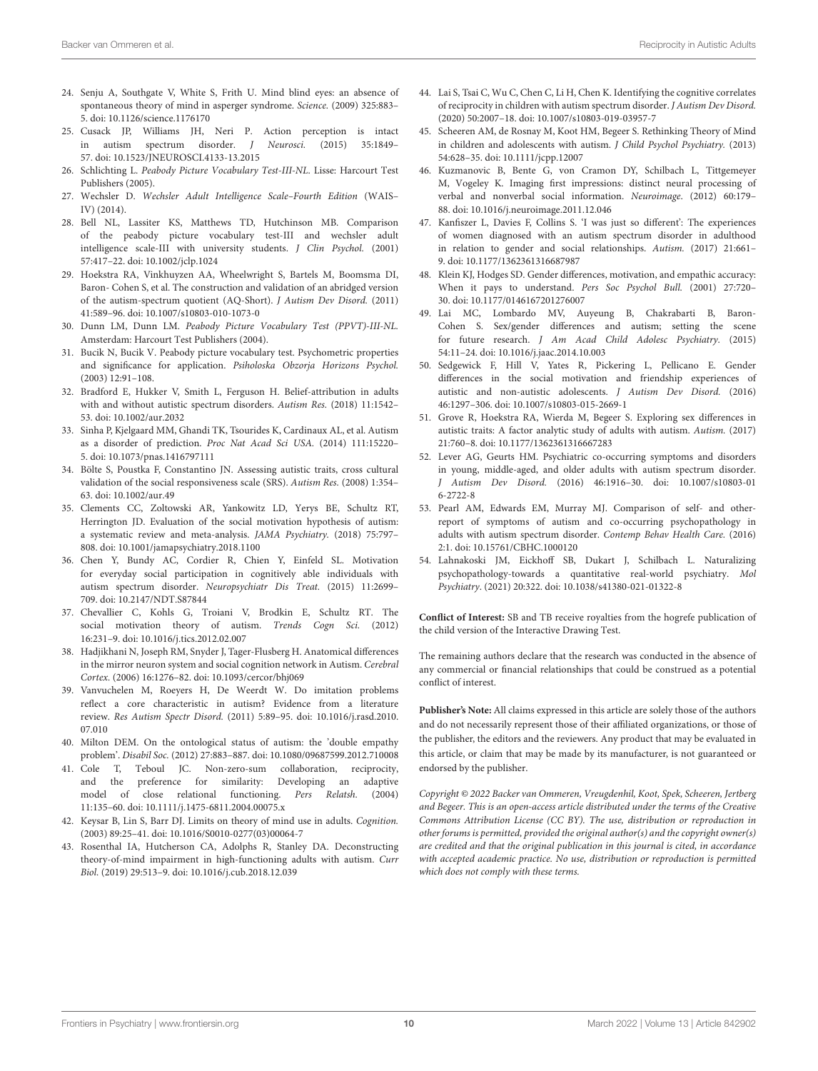24. Senju A, Southgate V, White S, Frith U. Mind blind eyes: an absence of spontaneous theory of mind in asperger syndrome. *Science.* (2009) 325:883–5. doi: 10.1126/science.1176170
25. Cusack JP, Williams JH, Neri P. Action perception is intact in autism spectrum disorder. *J Neurosci.* (2015) 35:1849–57. doi: 10.1523/JNEUROSCI.4133-13.2015
26. Schlichting L. *Peabody Picture Vocabulary Test-III-NL*. Lisse: Harcourt Test Publishers (2005).
27. Wechsler D. *Wechsler Adult Intelligence Scale–Fourth Edition* (WAIS–IV) (2014).
28. Bell NL, Lassiter KS, Matthews TD, Hutchinson MB. Comparison of the peabody picture vocabulary test-III and wechsler adult intelligence scale-III with university students. *J Clin Psychol.* (2001) 57:417–22. doi: 10.1002/jclp.1024
29. Hoekstra RA, Vinkhuyzen AA, Wheelwright S, Bartels M, Boomsma DI, Baron- Cohen S, et al. The construction and validation of an abridged version of the autism-spectrum quotient (AQ-Short). *J Autism Dev Disord.* (2011) 41:589–96. doi: 10.1007/s10803-010-1073-0
30. Dunn LM, Dunn LM. *Peabody Picture Vocabulary Test (PPVT)-III-NL*. Amsterdam: Harcourt Test Publishers (2004).
31. Bucik N, Bucik V. Peabody picture vocabulary test. Psychometric properties and significance for application. *Psiholoska Obzorja Horizons Psychol.* (2003) 12:91–108.
32. Bradford E, Hukker V, Smith L, Ferguson H. Belief-attribution in adults with and without autistic spectrum disorders. *Autism Res.* (2018) 11:1542–53. doi: 10.1002/aur.2032
33. Sinha P, Kjelgaard MM, Ghandi TK, Tsourides K, Cardinaux AL, et al. Autism as a disorder of prediction. *Proc Nat Acad Sci USA.* (2014) 111:15220–5. doi: 10.1073/pnas.1416797111
34. Bölte S, Poustka F, Constantino JN. Assessing autistic traits, cross cultural validation of the social responsiveness scale (SRS). *Autism Res.* (2008) 1:354–63. doi: 10.1002/aur.49
35. Clements CC, Zoltowski AR, Yankowitz LD, Yerys BE, Schultz RT, Herrington JD. Evaluation of the social motivation hypothesis of autism: a systematic review and meta-analysis. *JAMA Psychiatry.* (2018) 75:797–808. doi: 10.1001/jamapsychiatry.2018.1100
36. Chen Y, Bundy AC, Cordier R, Chien Y, Einfeld SL. Motivation for everyday social participation in cognitively able individuals with autism spectrum disorder. *Neuropsychiatr Dis Treat.* (2015) 11:2699–709. doi: 10.2147/NDT.S87844
37. Chevallier C, Kohls G, Troiani V, Brodkin E, Schultz RT. The social motivation theory of autism. *Trends Cogn Sci.* (2012) 16:231–9. doi: 10.1016/j.tics.2012.02.007
38. Hadjikhani N, Joseph RM, Snyder J, Tager-Flusberg H. Anatomical differences in the mirror neuron system and social cognition network in Autism. *Cerebral Cortex.* (2006) 16:1276–82. doi: 10.1093/cercor/bhj069
39. Vanvuchelen M, Roeyers H, De Weerdt W. Do imitation problems reflect a core characteristic in autism? Evidence from a literature review. *Res Autism Spectr Disord.* (2011) 5:89–95. doi: 10.1016/j.rasd.2010.07.010
40. Milton DEM. On the ontological status of autism: the 'double empathy problem'. *Disabil Soc.* (2012) 27:883–887. doi: 10.1080/09687599.2012.710008
41. Cole T, Teboul JC. Non-zero-sum collaboration, reciprocity, and the preference for similarity: Developing an adaptive model of close relational functioning. *Pers Relatsh.* (2004) 11:135–60. doi: 10.1111/j.1475-6811.2004.00075.x
42. Keysar B, Lin S, Barr DJ. Limits on theory of mind use in adults. *Cognition.* (2003) 89:25–41. doi: 10.1016/S0010-0277(03)00064-7
43. Rosenthal IA, Hutcherson CA, Adolphs R, Stanley DA. Deconstructing theory-of-mind impairment in high-functioning adults with autism. *Curr Biol.* (2019) 29:513–9. doi: 10.1016/j.cub.2018.12.039
44. Lai S, Tsai C, Wu C, Chen C, Li H, Chen K. Identifying the cognitive correlates of reciprocity in children with autism spectrum disorder. *J Autism Dev Disord.* (2020) 50:2007–18. doi: 10.1007/s10803-019-03957-7
45. Scheeren AM, de Rosnay M, Koot HM, Begeer S. Rethinking Theory of Mind in children and adolescents with autism. *J Child Psychol Psychiatry.* (2013) 54:628–35. doi: 10.1111/jcpp.12007
46. Kuzmanovic B, Bente G, von Cramon DY, Schilbach L, Tittgemeyer M, Vogeley K. Imaging first impressions: distinct neural processing of verbal and nonverbal social information. *Neuroimage*. (2012) 60:179–88. doi: 10.1016/j.neuroimage.2011.12.046
47. Kanfiszer L, Davies F, Collins S. 'I was just so different': The experiences of women diagnosed with an autism spectrum disorder in adulthood in relation to gender and social relationships. *Autism.* (2017) 21:661–9. doi: 10.1177/1362361316687987
48. Klein KJ, Hodges SD. Gender differences, motivation, and empathic accuracy: When it pays to understand. *Pers Soc Psychol Bull.* (2001) 27:720–30. doi: 10.1177/0146167201276007
49. Lai MC, Lombardo MV, Auyeung B, Chakrabarti B, Baron-Cohen S. Sex/gender differences and autism; setting the scene for future research. *J Am Acad Child Adolesc Psychiatry.* (2015) 54:11–24. doi: 10.1016/j.jaac.2014.10.003
50. Sedgewick F, Hill V, Yates R, Pickering L, Pellicano E. Gender differences in the social motivation and friendship experiences of autistic and non-autistic adolescents. *J Autism Dev Disord.* (2016) 46:1297–306. doi: 10.1007/s10803-015-2669-1
51. Grove R, Hoekstra RA, Wierda M, Begeer S. Exploring sex differences in autistic traits: A factor analytic study of adults with autism. *Autism.* (2017) 21:760–8. doi: 10.1177/1362361316667283
52. Lever AG, Geurts HM. Psychiatric co-occurring symptoms and disorders in young, middle-aged, and older adults with autism spectrum disorder. *J Autism Dev Disord.* (2016) 46:1916–30. doi: 10.1007/s10803-016-2722-8
53. Pearl AM, Edwards EM, Murray MJ. Comparison of self- and other-report of symptoms of autism and co-occurring psychopathology in adults with autism spectrum disorder. *Contemp Behav Health Care.* (2016) 2:1. doi: 10.15761/CBHC.1000120
54. Lahnakoski JM, Eickhoff SB, Dukart J, Schilbach L. Naturalizing psychopathology-towards a quantitative real-world psychiatry. *Mol Psychiatry*. (2021) 20:322. doi: 10.1038/s41380-021-01322-8

**Conflict of Interest:** SB and TB receive royalties from the hogrefe publication of the child version of the Interactive Drawing Test.

The remaining authors declare that the research was conducted in the absence of any commercial or financial relationships that could be construed as a potential conflict of interest.

**Publisher's Note:** All claims expressed in this article are solely those of the authors and do not necessarily represent those of their affiliated organizations, or those of the publisher, the editors and the reviewers. Any product that may be evaluated in this article, or claim that may be made by its manufacturer, is not guaranteed or endorsed by the publisher.

*Copyright © 2022 Backer van Ommeren, Vreugdenhil, Koot, Spek, Scheeren, Jertberg and Begeer. This is an open-access article distributed under the terms of the Creative Commons Attribution License (CC BY). The use, distribution or reproduction in other forums is permitted, provided the original author(s) and the copyright owner(s) are credited and that the original publication in this journal is cited, in accordance with accepted academic practice. No use, distribution or reproduction is permitted which does not comply with these terms.*